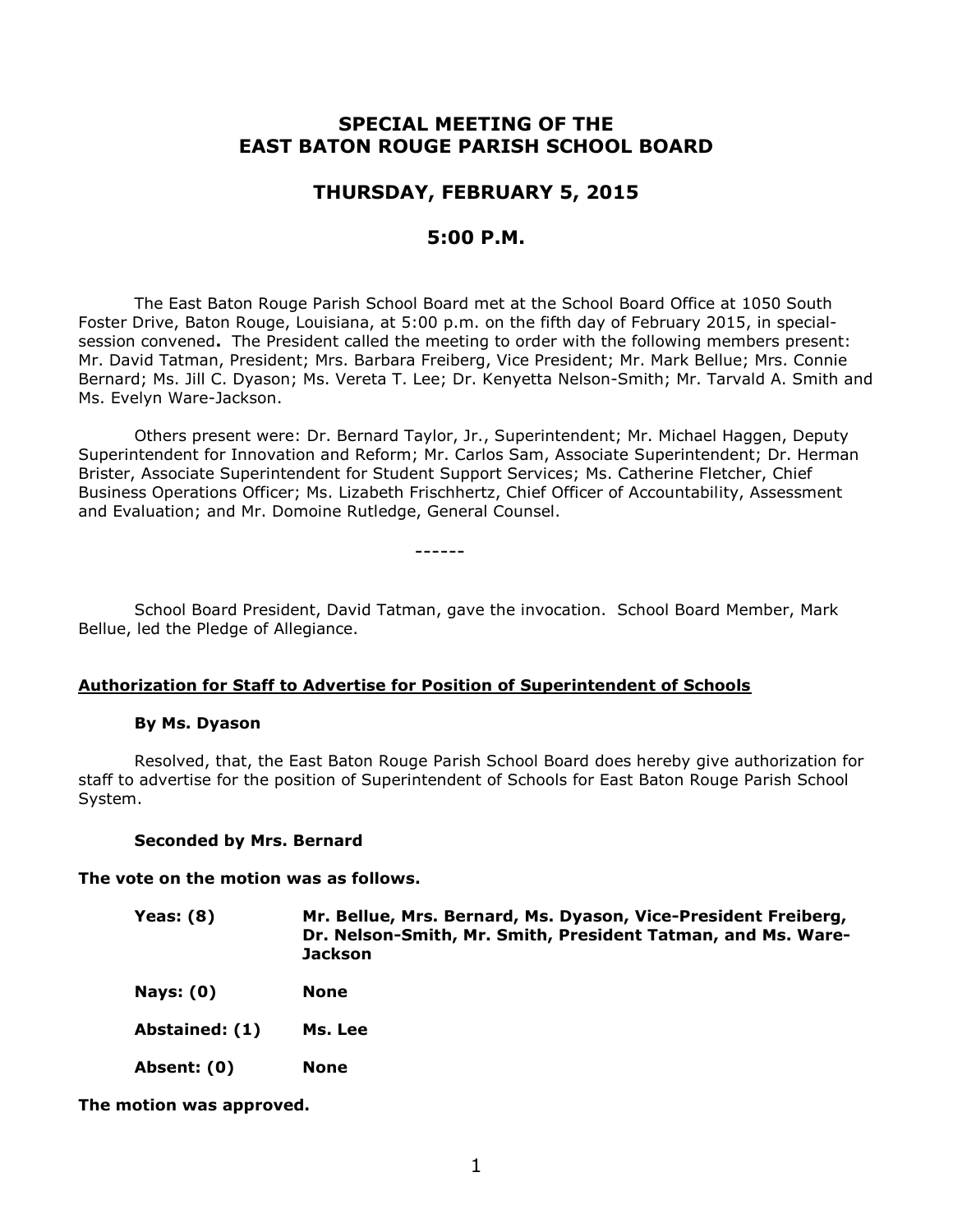# SPECIAL MEETING OF THE EAST BATON ROUGE PARISH SCHOOL BOARD

## THURSDAY, FEBRUARY 5, 2015

## 5:00 P.M.

The East Baton Rouge Parish School Board met at the School Board Office at 1050 South Foster Drive, Baton Rouge, Louisiana, at 5:00 p.m. on the fifth day of February 2015, in special-session convened**.** The President called the meeting to order with the following members present: Mr. David Tatman, President; Mrs. Barbara Freiberg, Vice President; Mr. Mark Bellue; Mrs. Connie Bernard; Ms. Jill C. Dyason; Ms. Vereta T. Lee; Dr. Kenyetta Nelson-Smith; Mr. Tarvald A. Smith and Ms. Evelyn Ware-Jackson.

Others present were: Dr. Bernard Taylor, Jr., Superintendent; Mr. Michael Haggen, Deputy Superintendent for Innovation and Reform; Mr. Carlos Sam, Associate Superintendent; Dr. Herman Brister, Associate Superintendent for Student Support Services; Ms. Catherine Fletcher, Chief Business Operations Officer; Ms. Lizabeth Frischhertz, Chief Officer of Accountability, Assessment and Evaluation; and Mr. Domoine Rutledge, General Counsel.

------

School Board President, David Tatman, gave the invocation. School Board Member, Mark Bellue, led the Pledge of Allegiance.

**Authorization for Staff to Advertise for Position of Superintendent of Schools**

**By Ms. Dyason**

Resolved, that, the East Baton Rouge Parish School Board does hereby give authorization for staff to advertise for the position of Superintendent of Schools for East Baton Rouge Parish School System.

**Seconded by Mrs. Bernard**

**The vote on the motion was as follows.**

| | |
|---|---|
| **Yeas: (8)** | **Mr. Bellue, Mrs. Bernard, Ms. Dyason, Vice-President Freiberg, Dr. Nelson-Smith, Mr. Smith, President Tatman, and Ms. Ware-Jackson** |
| **Nays: (0)** | **None** |
| **Abstained: (1)** | **Ms. Lee** |
| **Absent: (0)** | **None** |

**The motion was approved.**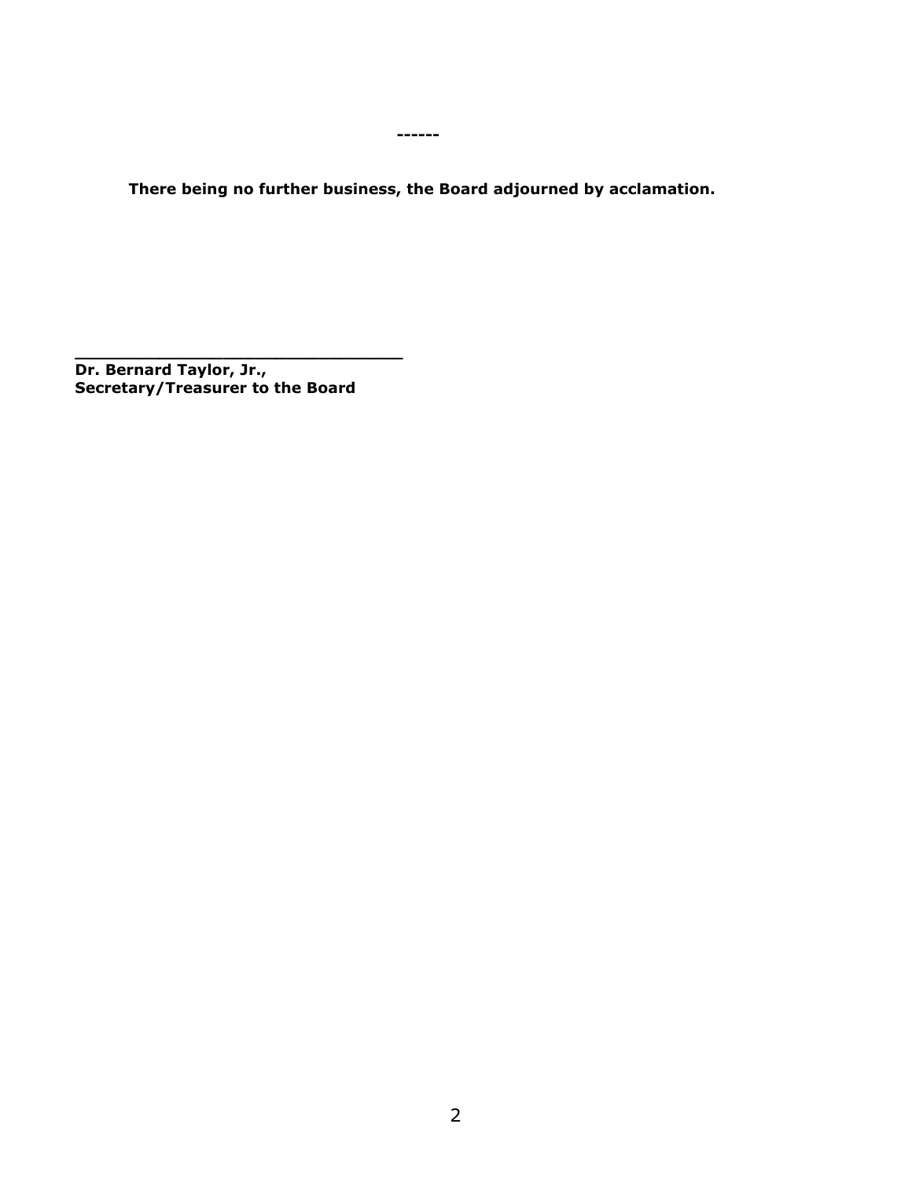------

**There being no further business, the Board adjourned by acclamation.**

**________________________________**
**Dr. Bernard Taylor, Jr.,**
**Secretary/Treasurer to the Board**